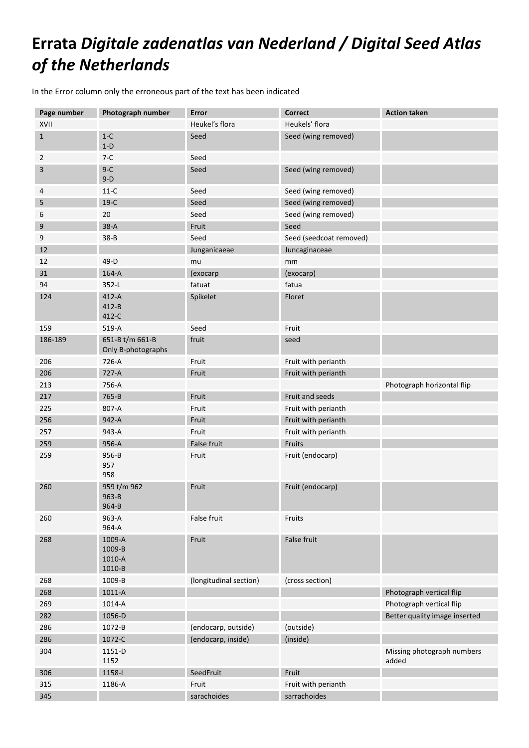# Errata *Digitale zadenatlas van Nederland / Digital Seed Atlas of the Netherlands*

In the Error column only the erroneous part of the text has been indicated

| Page number | Photograph number | Error | Correct | Action taken |
|---|---|---|---|---|
| XVII | | Heukel's flora | Heukels' flora | |
| 1 | 1-C<br>1-D | Seed | Seed (wing removed) | |
| 2 | 7-C | Seed | | |
| 3 | 9-C<br>9-D | Seed | Seed (wing removed) | |
| 4 | 11-C | Seed | Seed (wing removed) | |
| 5 | 19-C | Seed | Seed (wing removed) | |
| 6 | 20 | Seed | Seed (wing removed) | |
| 9 | 38-A | Fruit | Seed | |
| 9 | 38-B | Seed | Seed (seedcoat removed) | |
| 12 | | Junganicaeae | Juncaginaceae | |
| 12 | 49-D | mu | mm | |
| 31 | 164-A | (exocarp | (exocarp) | |
| 94 | 352-L | fatuat | fatua | |
| 124 | 412-A<br>412-B<br>412-C | Spikelet | Floret | |
| 159 | 519-A | Seed | Fruit | |
| 186-189 | 651-B t/m 661-B<br>Only B-photographs | fruit | seed | |
| 206 | 726-A | Fruit | Fruit with perianth | |
| 206 | 727-A | Fruit | Fruit with perianth | |
| 213 | 756-A | | | Photograph horizontal flip |
| 217 | 765-B | Fruit | Fruit and seeds | |
| 225 | 807-A | Fruit | Fruit with perianth | |
| 256 | 942-A | Fruit | Fruit with perianth | |
| 257 | 943-A | Fruit | Fruit with perianth | |
| 259 | 956-A | False fruit | Fruits | |
| 259 | 956-B<br>957<br>958 | Fruit | Fruit (endocarp) | |
| 260 | 959 t/m 962<br>963-B<br>964-B | Fruit | Fruit (endocarp) | |
| 260 | 963-A<br>964-A | False fruit | Fruits | |
| 268 | 1009-A<br>1009-B<br>1010-A<br>1010-B | Fruit | False fruit | |
| 268 | 1009-B | (longitudinal section) | (cross section) | |
| 268 | 1011-A | | | Photograph vertical flip |
| 269 | 1014-A | | | Photograph vertical flip |
| 282 | 1056-D | | | Better quality image inserted |
| 286 | 1072-B | (endocarp, outside) | (outside) | |
| 286 | 1072-C | (endocarp, inside) | (inside) | |
| 304 | 1151-D<br>1152 | | | Missing photograph numbers added |
| 306 | 1158-I | SeedFruit | Fruit | |
| 315 | 1186-A | Fruit | Fruit with perianth | |
| 345 | | sarachoides | sarrachoides | |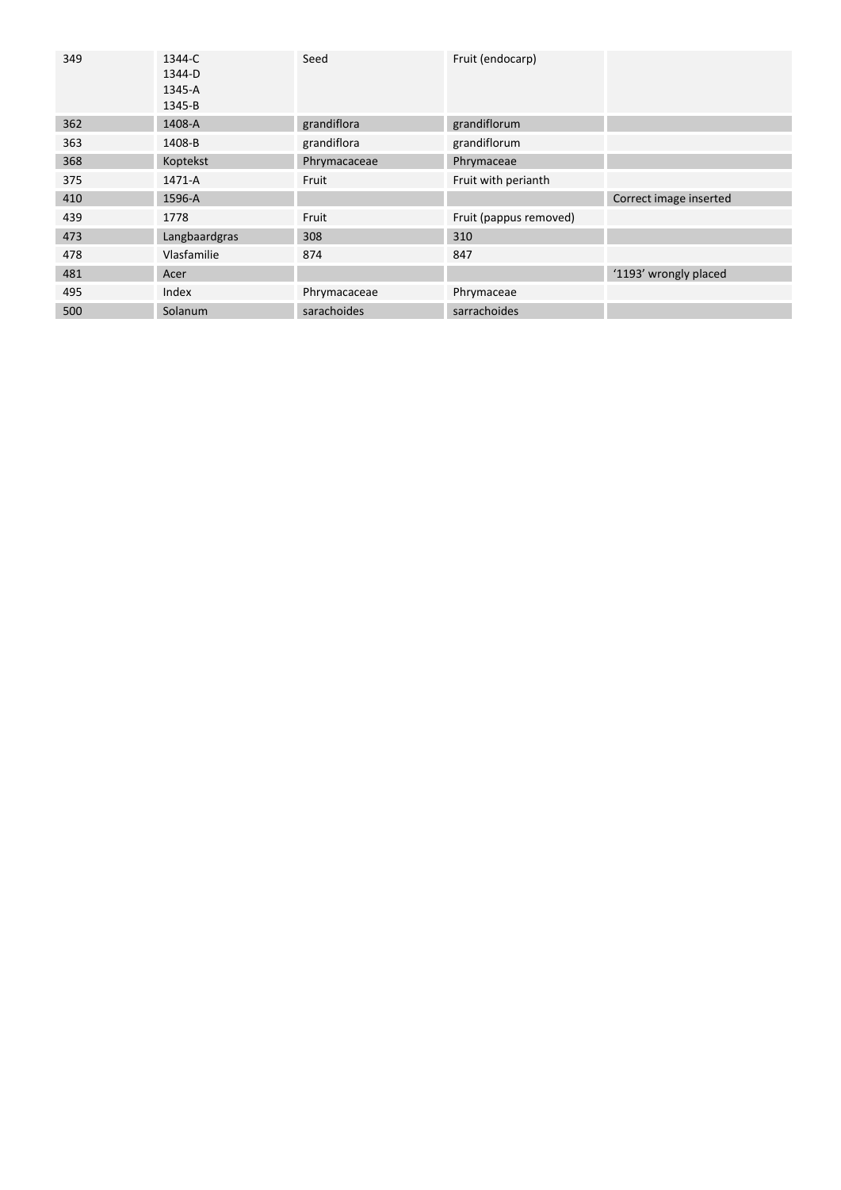| | | | | |
|---|---|---|---|---|
| 349 | 1344-C<br>1344-D<br>1345-A<br>1345-B | Seed | Fruit (endocarp) | |
| 362 | 1408-A | grandiflora | grandiflorum | |
| 363 | 1408-B | grandiflora | grandiflorum | |
| 368 | Koptekst | Phrymacaceae | Phrymaceae | |
| 375 | 1471-A | Fruit | Fruit with perianth | |
| 410 | 1596-A | | | Correct image inserted |
| 439 | 1778 | Fruit | Fruit (pappus removed) | |
| 473 | Langbaardgras | 308 | 310 | |
| 478 | Vlasfamilie | 874 | 847 | |
| 481 | Acer | | | '1193' wrongly placed |
| 495 | Index | Phrymacaceae | Phrymaceae | |
| 500 | Solanum | sarachoides | sarrachoides | |